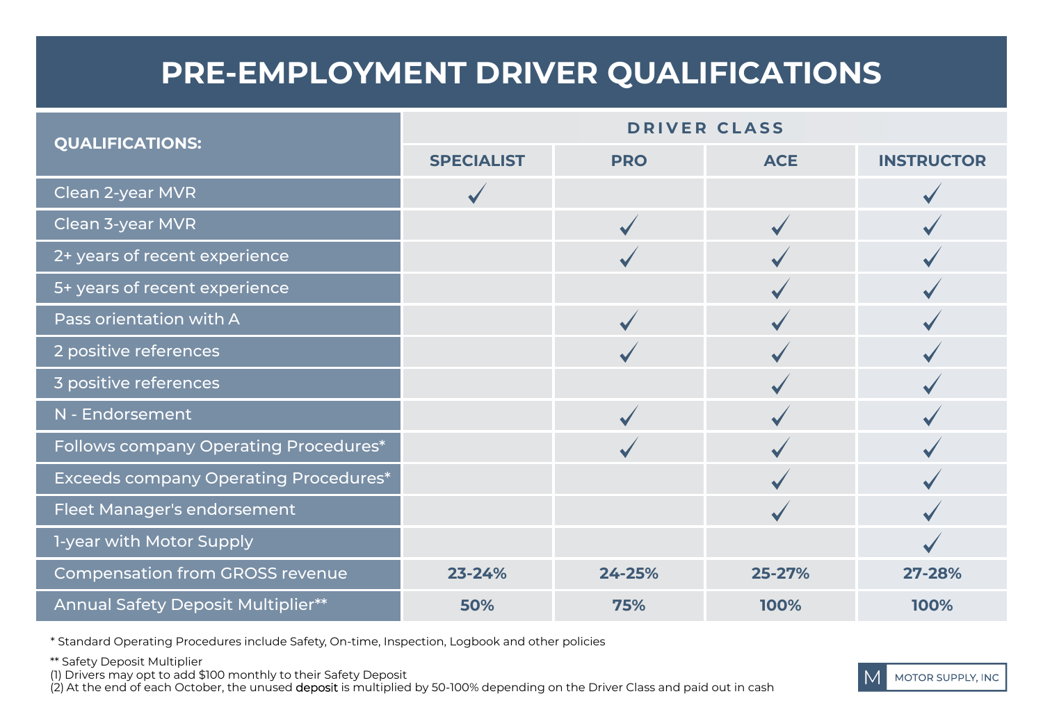# PRE-EMPLOYMENT DRIVER QUALIFICATIONS

| QUALIFICATIONS: | DRIVER CLASS | | | |
|---|---|---|---|---|
| | SPECIALIST | PRO | ACE | INSTRUCTOR |
| Clean 2-year MVR | ✓ | | | ✓ |
| Clean 3-year MVR | | ✓ | ✓ | ✓ |
| 2+ years of recent experience | | ✓ | ✓ | ✓ |
| 5+ years of recent experience | | | ✓ | ✓ |
| Pass orientation with A | | ✓ | ✓ | ✓ |
| 2 positive references | | ✓ | ✓ | ✓ |
| 3 positive references | | | ✓ | ✓ |
| N - Endorsement | | ✓ | ✓ | ✓ |
| Follows company Operating Procedures* | | ✓ | ✓ | ✓ |
| Exceeds company Operating Procedures* | | | ✓ | ✓ |
| Fleet Manager's endorsement | | | ✓ | ✓ |
| 1-year with Motor Supply | | | | ✓ |
| Compensation from GROSS revenue | **23-24%** | **24-25%** | **25-27%** | **27-28%** |
| Annual Safety Deposit Multiplier** | **50%** | **75%** | **100%** | **100%** |

* Standard Operating Procedures include Safety, On-time, Inspection, Logbook and other policies

** Safety Deposit Multiplier
(1) Drivers may opt to add $100 monthly to their Safety Deposit
(2) At the end of each October, the unused deposit is multiplied by 50-100% depending on the Driver Class and paid out in cash

M MOTOR SUPPLY, INC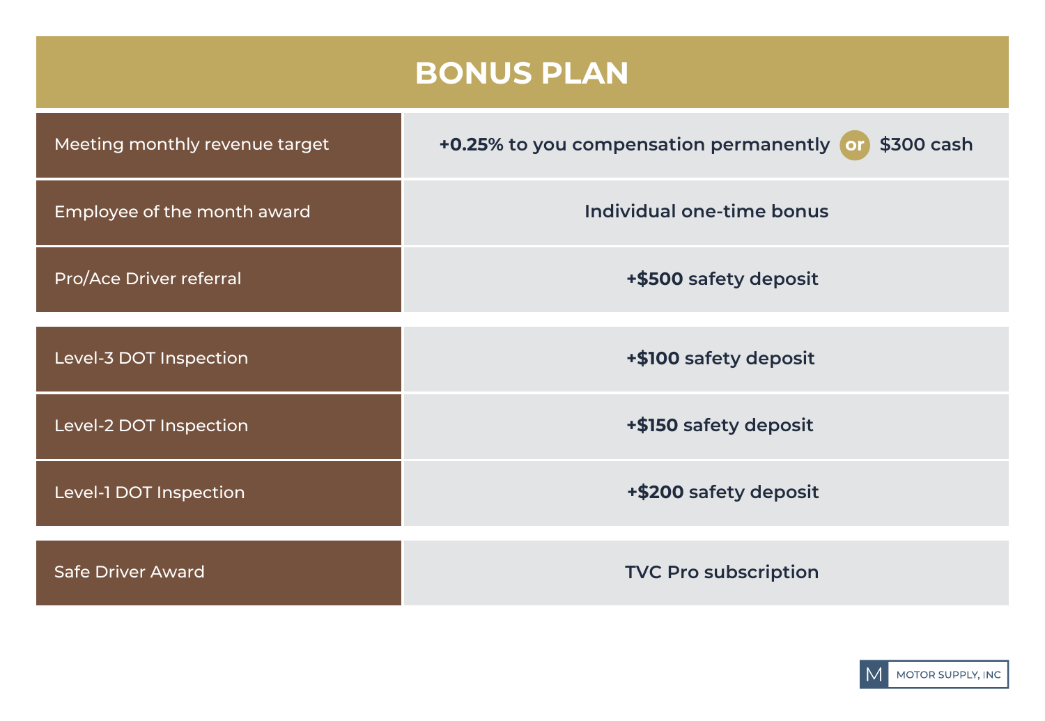# BONUS PLAN

| | |
|---|---|
| Meeting monthly revenue target | **+0.25%** to you compensation permanently **or** $300 cash |
| Employee of the month award | Individual one-time bonus |
| Pro/Ace Driver referral | **+$500** safety deposit |
| Level-3 DOT Inspection | **+$100** safety deposit |
| Level-2 DOT Inspection | **+$150** safety deposit |
| Level-1 DOT Inspection | **+$200** safety deposit |
| Safe Driver Award | TVC Pro subscription |

MOTOR SUPPLY, INC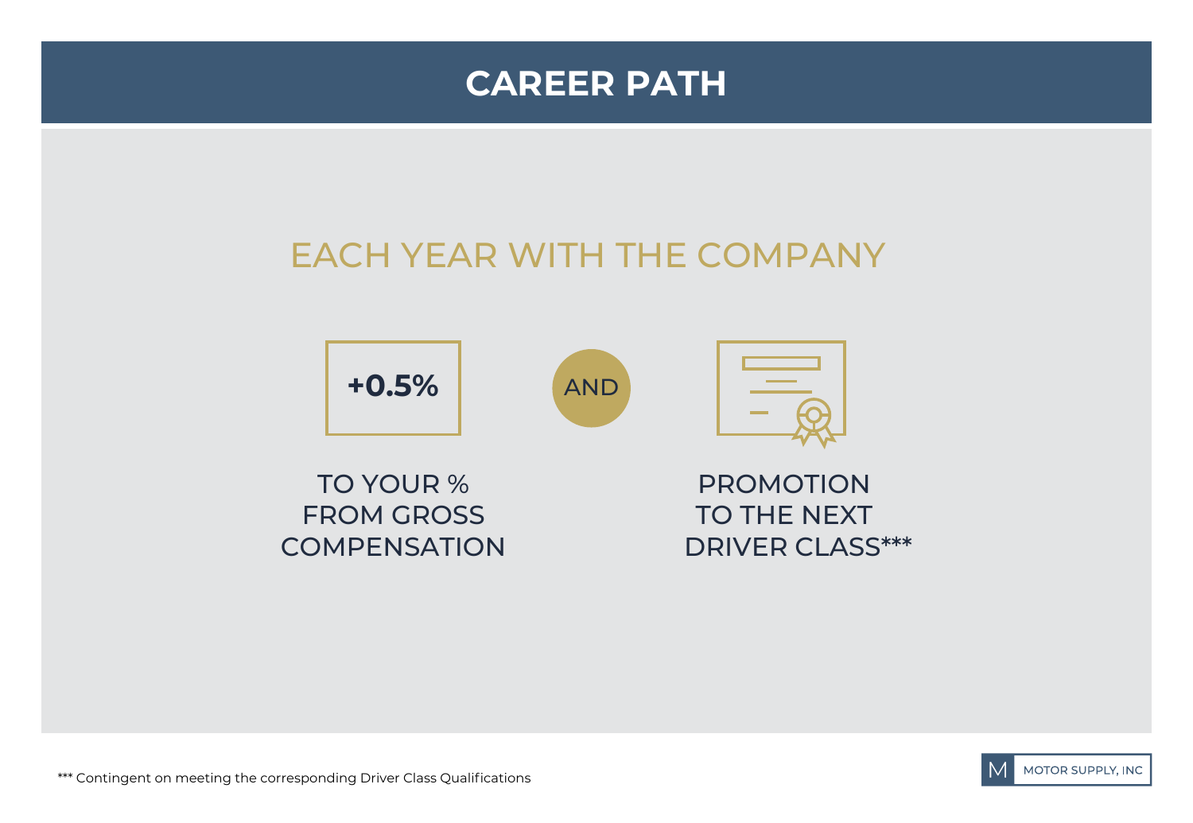# CAREER PATH

## EACH YEAR WITH THE COMPANY

**+0.5%**

TO YOUR % FROM GROSS COMPENSATION

AND

PROMOTION TO THE NEXT DRIVER CLASS***

*** Contingent on meeting the corresponding Driver Class Qualifications

M MOTOR SUPPLY, INC